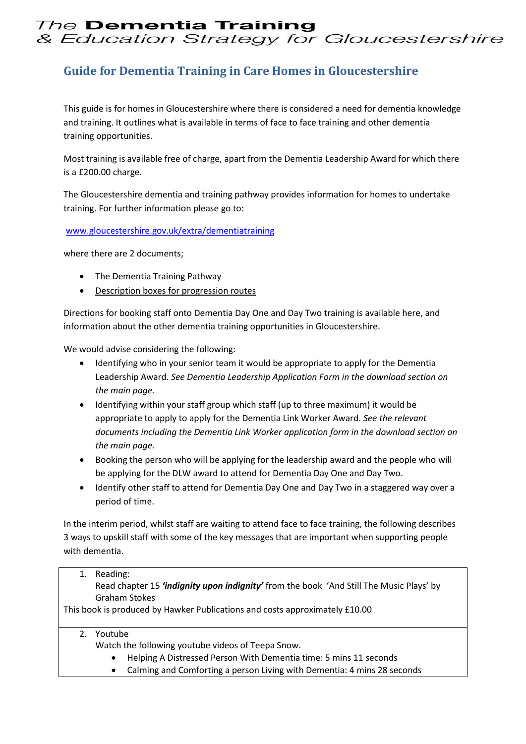# The Dementia Training & Education Strategy for Gloucestershire

## Guide for Dementia Training in Care Homes in Gloucestershire

This guide is for homes in Gloucestershire where there is considered a need for dementia knowledge and training. It outlines what is available in terms of face to face training and other dementia training opportunities.

Most training is available free of charge, apart from the Dementia Leadership Award for which there is a £200.00 charge.

The Gloucestershire dementia and training pathway provides information for homes to undertake training. For further information please go to:

www.gloucestershire.gov.uk/extra/dementiatraining

where there are 2 documents;

- The Dementia Training Pathway
- Description boxes for progression routes

Directions for booking staff onto Dementia Day One and Day Two training is available here, and information about the other dementia training opportunities in Gloucestershire.

We would advise considering the following:

- Identifying who in your senior team it would be appropriate to apply for the Dementia Leadership Award. *See Dementia Leadership Application Form in the download section on the main page.*
- Identifying within your staff group which staff (up to three maximum) it would be appropriate to apply to apply for the Dementia Link Worker Award. *See the relevant documents including the Dementia Link Worker application form in the download section on the main page.*
- Booking the person who will be applying for the leadership award and the people who will be applying for the DLW award to attend for Dementia Day One and Day Two.
- Identify other staff to attend for Dementia Day One and Day Two in a staggered way over a period of time.

In the interim period, whilst staff are waiting to attend face to face training, the following describes 3 ways to upskill staff with some of the key messages that are important when supporting people with dementia.

1. Reading:
   Read chapter 15 ***'indignity upon indignity'*** from the book 'And Still The Music Plays' by Graham Stokes

This book is produced by Hawker Publications and costs approximately £10.00

2. Youtube
   Watch the following youtube videos of Teepa Snow.
   - Helping A Distressed Person With Dementia time: 5 mins 11 seconds
   - Calming and Comforting a person Living with Dementia: 4 mins 28 seconds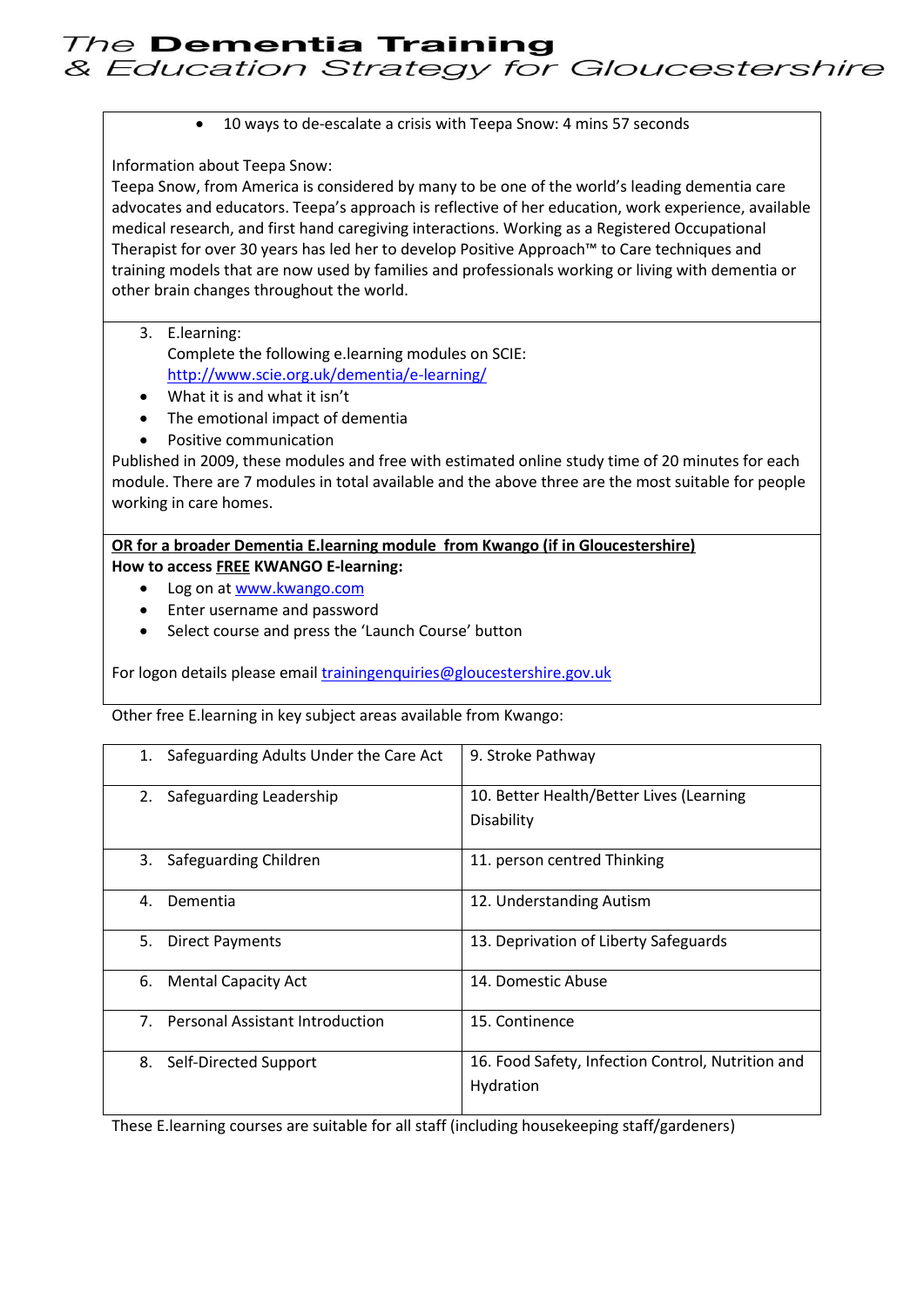- 10 ways to de-escalate a crisis with Teepa Snow: 4 mins 57 seconds

Information about Teepa Snow:
Teepa Snow, from America is considered by many to be one of the world's leading dementia care advocates and educators. Teepa's approach is reflective of her education, work experience, available medical research, and first hand caregiving interactions. Working as a Registered Occupational Therapist for over 30 years has led her to develop Positive Approach™ to Care techniques and training models that are now used by families and professionals working or living with dementia or other brain changes throughout the world.

3. E.learning:
   Complete the following e.learning modules on SCIE:
   http://www.scie.org.uk/dementia/e-learning/

- What it is and what it isn't
- The emotional impact of dementia
- Positive communication

Published in 2009, these modules and free with estimated online study time of 20 minutes for each module. There are 7 modules in total available and the above three are the most suitable for people working in care homes.

**OR for a broader Dementia E.learning module from Kwango (if in Gloucestershire)**
**How to access FREE KWANGO E-learning:**

- Log on at www.kwango.com
- Enter username and password
- Select course and press the 'Launch Course' button

For logon details please email trainingenquiries@gloucestershire.gov.uk

Other free E.learning in key subject areas available from Kwango:

| | |
|---|---|
| 1. Safeguarding Adults Under the Care Act | 9. Stroke Pathway |
| 2. Safeguarding Leadership | 10. Better Health/Better Lives (Learning Disability |
| 3. Safeguarding Children | 11. person centred Thinking |
| 4. Dementia | 12. Understanding Autism |
| 5. Direct Payments | 13. Deprivation of Liberty Safeguards |
| 6. Mental Capacity Act | 14. Domestic Abuse |
| 7. Personal Assistant Introduction | 15. Continence |
| 8. Self-Directed Support | 16. Food Safety, Infection Control, Nutrition and Hydration |

These E.learning courses are suitable for all staff (including housekeeping staff/gardeners)